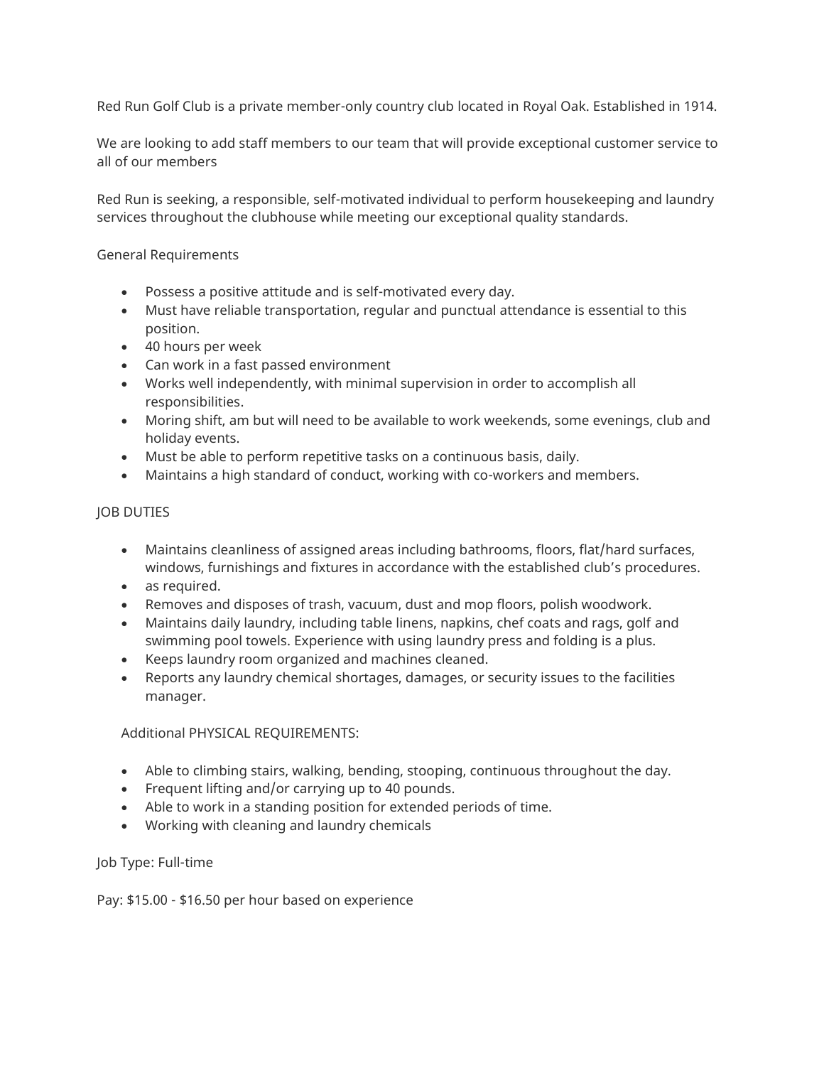Red Run Golf Club is a private member-only country club located in Royal Oak. Established in 1914.

We are looking to add staff members to our team that will provide exceptional customer service to all of our members

Red Run is seeking, a responsible, self-motivated individual to perform housekeeping and laundry services throughout the clubhouse while meeting our exceptional quality standards.

General Requirements

- Possess a positive attitude and is self-motivated every day.
- Must have reliable transportation, regular and punctual attendance is essential to this position.
- 40 hours per week
- Can work in a fast passed environment
- Works well independently, with minimal supervision in order to accomplish all responsibilities.
- Moring shift, am but will need to be available to work weekends, some evenings, club and holiday events.
- Must be able to perform repetitive tasks on a continuous basis, daily.
- Maintains a high standard of conduct, working with co-workers and members.

JOB DUTIES

- Maintains cleanliness of assigned areas including bathrooms, floors, flat/hard surfaces, windows, furnishings and fixtures in accordance with the established club's procedures.
- as required.
- Removes and disposes of trash, vacuum, dust and mop floors, polish woodwork.
- Maintains daily laundry, including table linens, napkins, chef coats and rags, golf and swimming pool towels. Experience with using laundry press and folding is a plus.
- Keeps laundry room organized and machines cleaned.
- Reports any laundry chemical shortages, damages, or security issues to the facilities manager.

Additional PHYSICAL REQUIREMENTS:

- Able to climbing stairs, walking, bending, stooping, continuous throughout the day.
- Frequent lifting and/or carrying up to 40 pounds.
- Able to work in a standing position for extended periods of time.
- Working with cleaning and laundry chemicals

Job Type: Full-time

Pay: $15.00 - $16.50 per hour based on experience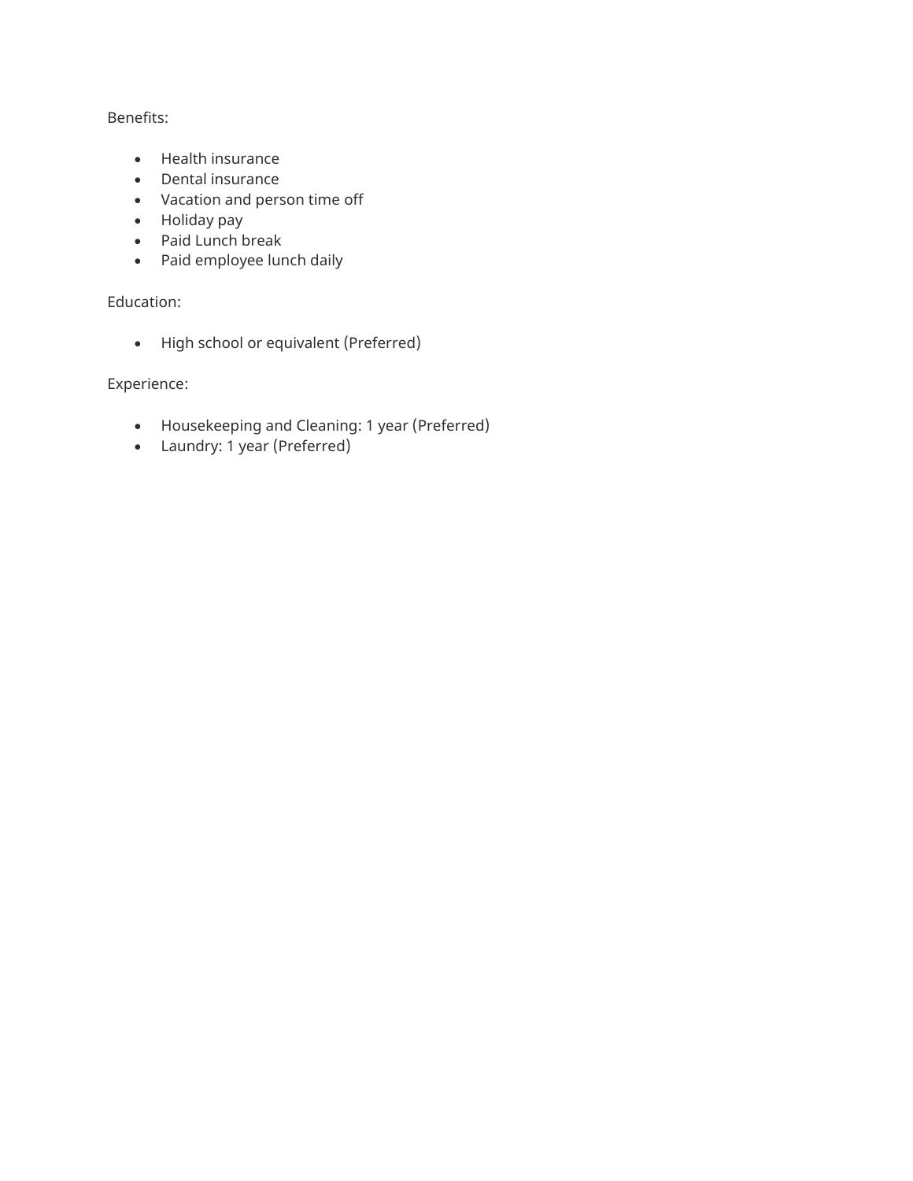Benefits:

- Health insurance
- Dental insurance
- Vacation and person time off
- Holiday pay
- Paid Lunch break
- Paid employee lunch daily

Education:

- High school or equivalent (Preferred)

Experience:

- Housekeeping and Cleaning: 1 year (Preferred)
- Laundry: 1 year (Preferred)